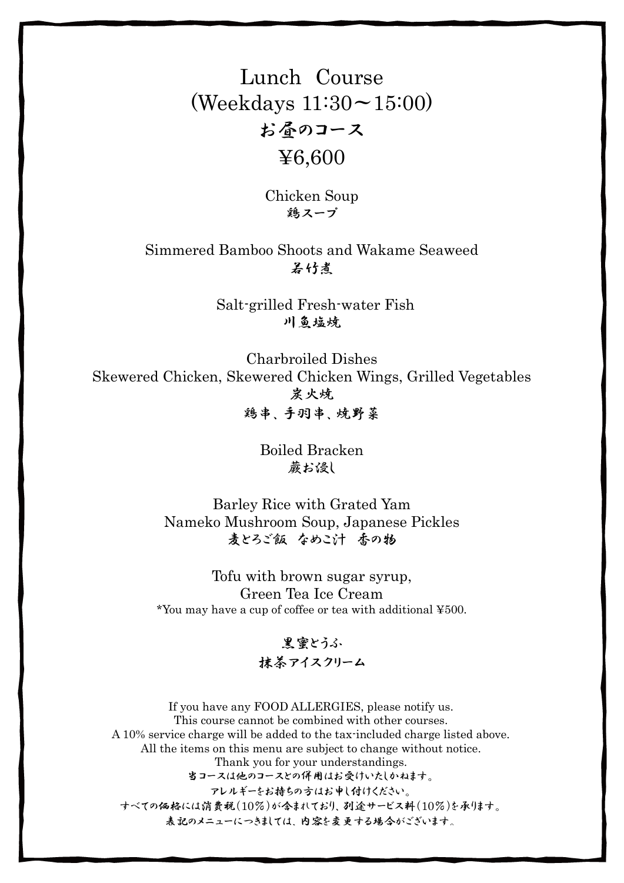# Lunch Course
# (Weekdays 11:30〜15:00)
# お昼のコース
# ¥6,600

Chicken Soup
鶏スープ

Simmered Bamboo Shoots and Wakame Seaweed
若竹煮

Salt-grilled Fresh-water Fish
川魚塩焼

Charbroiled Dishes
Skewered Chicken, Skewered Chicken Wings, Grilled Vegetables
炭火焼
鶏串、手羽串、焼野菜

Boiled Bracken
蕨お浸し

Barley Rice with Grated Yam
Nameko Mushroom Soup, Japanese Pickles
麦とろご飯　なめこ汁　香の物

Tofu with brown sugar syrup,
Green Tea Ice Cream
*You may have a cup of coffee or tea with additional ¥500.

黒蜜とうふ
抹茶アイスクリーム

If you have any FOOD ALLERGIES, please notify us.
This course cannot be combined with other courses.
A 10% service charge will be added to the tax-included charge listed above.
All the items on this menu are subject to change without notice.
Thank you for your understandings.
当コースは他のコースとの併用はお受けいたしかねます。
アレルギーをお持ちの方はお申し付けください。
すべての価格には消費税（10％）が含まれており、別途サービス料（10％）を承ります。
表記のメニューにつきましては、内容を変更する場合がございます。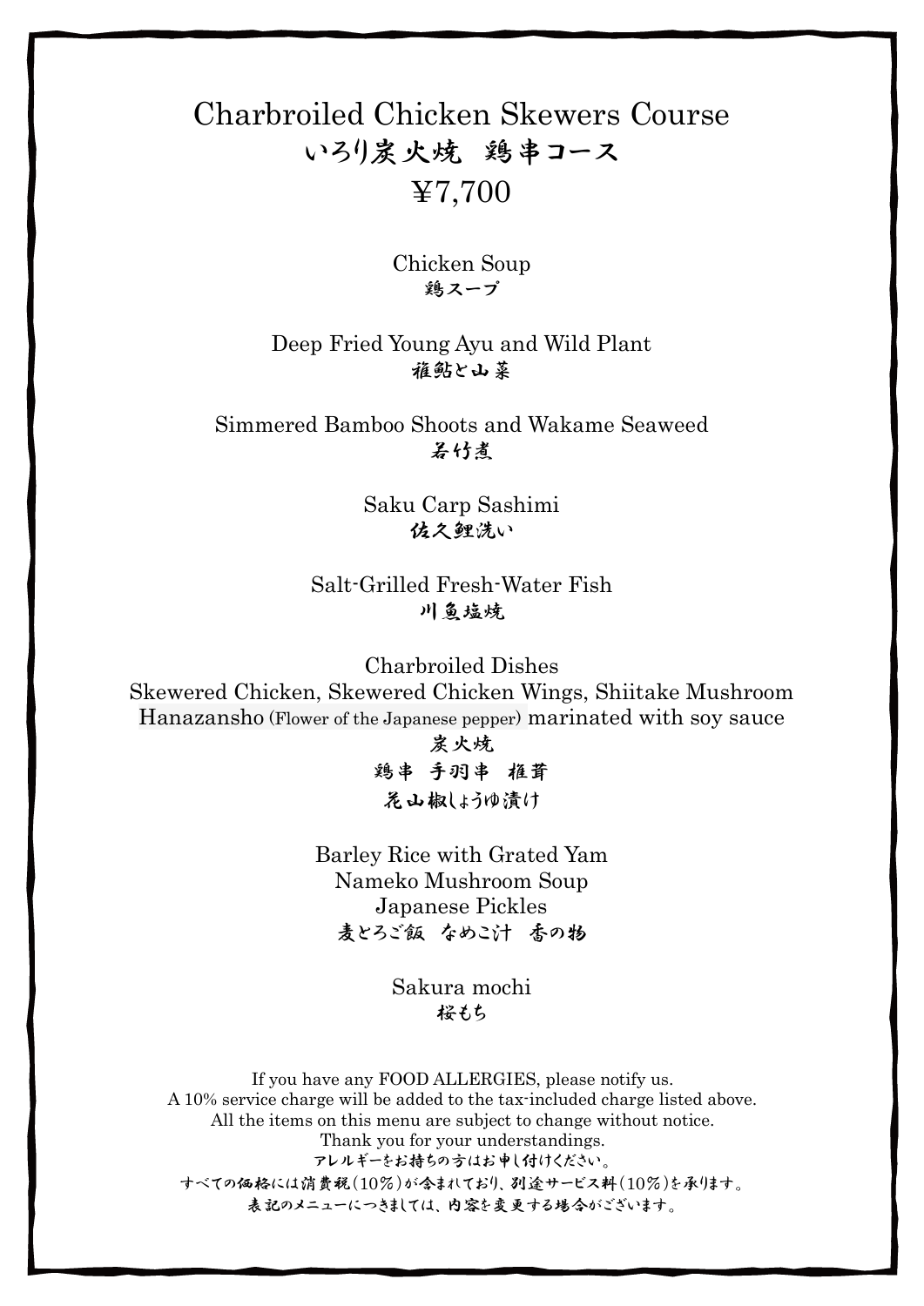# Charbroiled Chicken Skewers Course

# いろり炭火焼　鶏串コース

# ¥7,700

Chicken Soup
鶏スープ

Deep Fried Young Ayu and Wild Plant
稚鮎と山菜

Simmered Bamboo Shoots and Wakame Seaweed
若竹煮

Saku Carp Sashimi
佐久鯉洗い

Salt-Grilled Fresh-Water Fish
川魚塩焼

Charbroiled Dishes
Skewered Chicken, Skewered Chicken Wings, Shiitake Mushroom
Hanazansho (Flower of the Japanese pepper) marinated with soy sauce
炭火焼
鶏串　手羽串　椎茸
花山椒しょうゆ漬け

Barley Rice with Grated Yam
Nameko Mushroom Soup
Japanese Pickles
麦とろご飯　なめこ汁　香の物

Sakura mochi
桜もち

If you have any FOOD ALLERGIES, please notify us.
A 10% service charge will be added to the tax-included charge listed above.
All the items on this menu are subject to change without notice.
Thank you for your understandings.
アレルギーをお持ちの方はお申し付けください。
すべての価格には消費税（10%）が含まれており、別途サービス料（10%）を承ります。
表記のメニューにつきましては、内容を変更する場合がございます。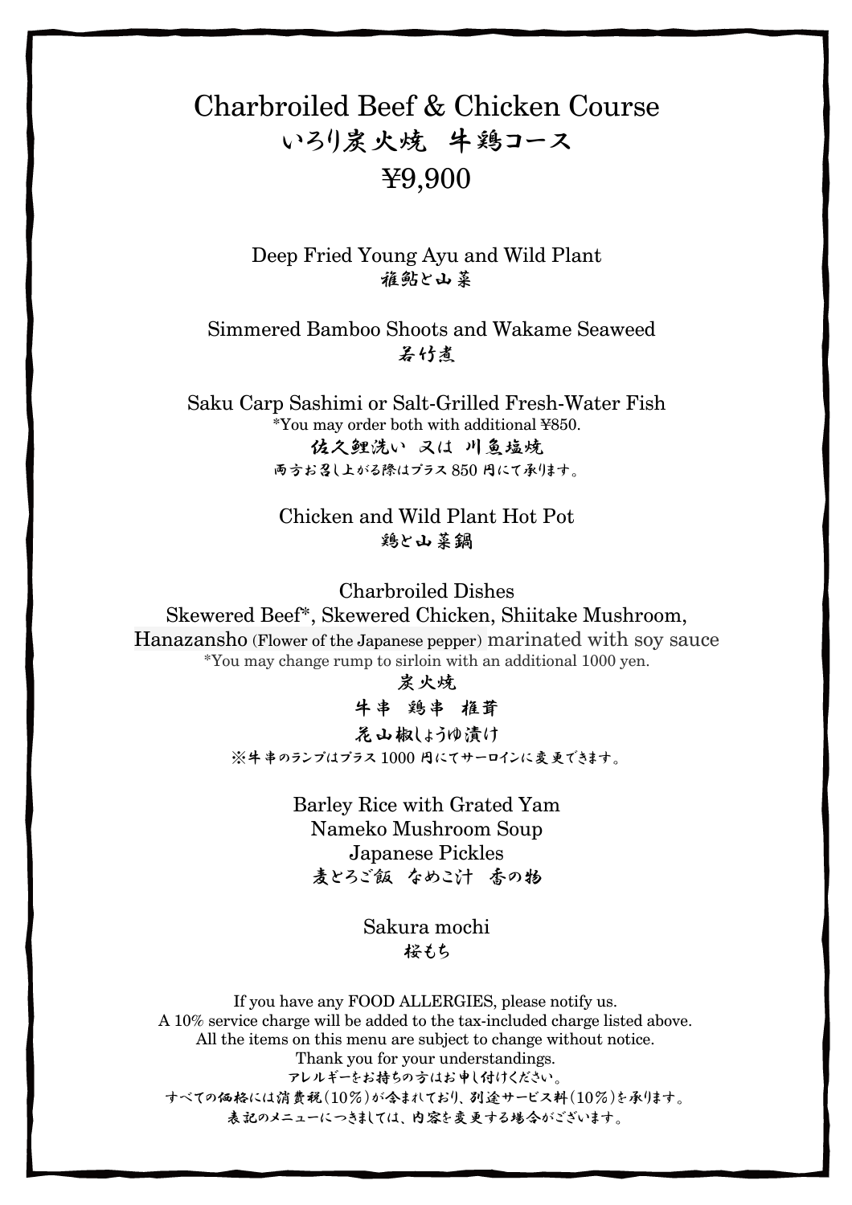# Charbroiled Beef & Chicken Course
# いろり炭火焼　牛鶏コース
# ¥9,900

Deep Fried Young Ayu and Wild Plant
稚鮎と山菜

Simmered Bamboo Shoots and Wakame Seaweed
若竹煮

Saku Carp Sashimi or Salt-Grilled Fresh-Water Fish
*You may order both with additional ¥850.
佐久鯉洗い　又は　川魚塩焼
両方お召し上がる際はプラス 850 円にて承ります。

Chicken and Wild Plant Hot Pot
鶏と山菜鍋

Charbroiled Dishes
Skewered Beef*, Skewered Chicken, Shiitake Mushroom,
Hanazansho (Flower of the Japanese pepper) marinated with soy sauce
*You may change rump to sirloin with an additional 1000 yen.
炭火焼
牛串　鶏串　椎茸
花山椒しょうゆ漬け
※牛串のランプはプラス 1000 円にてサーロインに変更できます。

Barley Rice with Grated Yam
Nameko Mushroom Soup
Japanese Pickles
麦とろご飯　なめこ汁　香の物

Sakura mochi
桜もち

If you have any FOOD ALLERGIES, please notify us.
A 10% service charge will be added to the tax-included charge listed above.
All the items on this menu are subject to change without notice.
Thank you for your understandings.
アレルギーをお持ちの方はお申し付けください。
すべての価格には消費税（10%）が含まれており、別途サービス料（10%）を承ります。
表記のメニューにつきましては、内容を変更する場合がございます。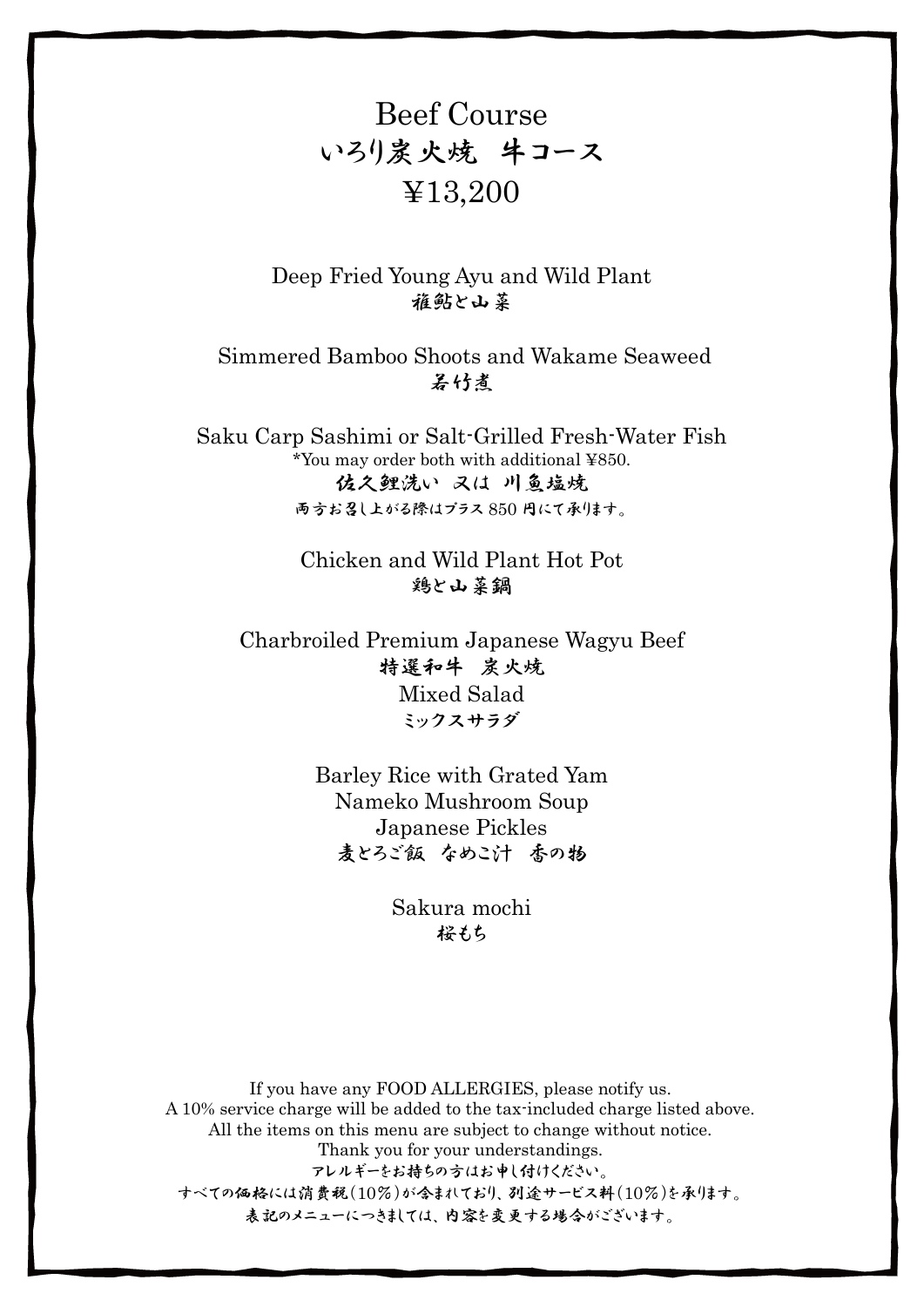# Beef Course
# いろり炭火焼　牛コース
# ¥13,200

Deep Fried Young Ayu and Wild Plant
稚鮎と山菜

Simmered Bamboo Shoots and Wakame Seaweed
若竹煮

Saku Carp Sashimi or Salt-Grilled Fresh-Water Fish
*You may order both with additional ¥850.
佐久鯉洗い　又は　川魚塩焼
両方お召し上がる際はプラス 850 円にて承ります。

Chicken and Wild Plant Hot Pot
鶏と山菜鍋

Charbroiled Premium Japanese Wagyu Beef
特選和牛　炭火焼
Mixed Salad
ミックスサラダ

Barley Rice with Grated Yam
Nameko Mushroom Soup
Japanese Pickles
麦とろご飯　なめこ汁　香の物

Sakura mochi
桜もち

If you have any FOOD ALLERGIES, please notify us.
A 10% service charge will be added to the tax-included charge listed above.
All the items on this menu are subject to change without notice.
Thank you for your understandings.
アレルギーをお持ちの方はお申し付けください。
すべての価格には消費税（10％）が含まれており、別途サービス料（10％）を承ります。
表記のメニューにつきましては、内容を変更する場合がございます。